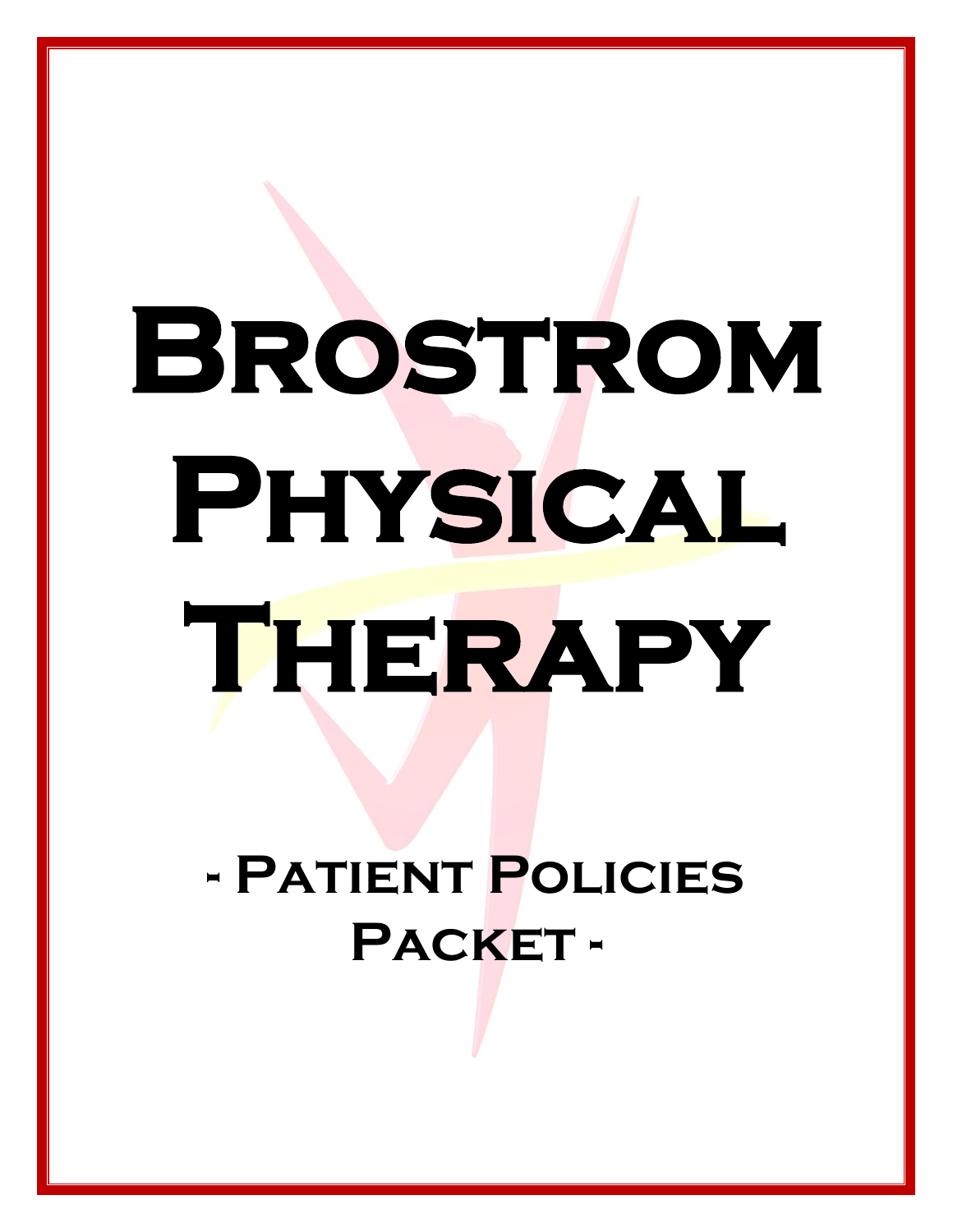# Brostrom Physical Therapy

## - Patient Policies Packet -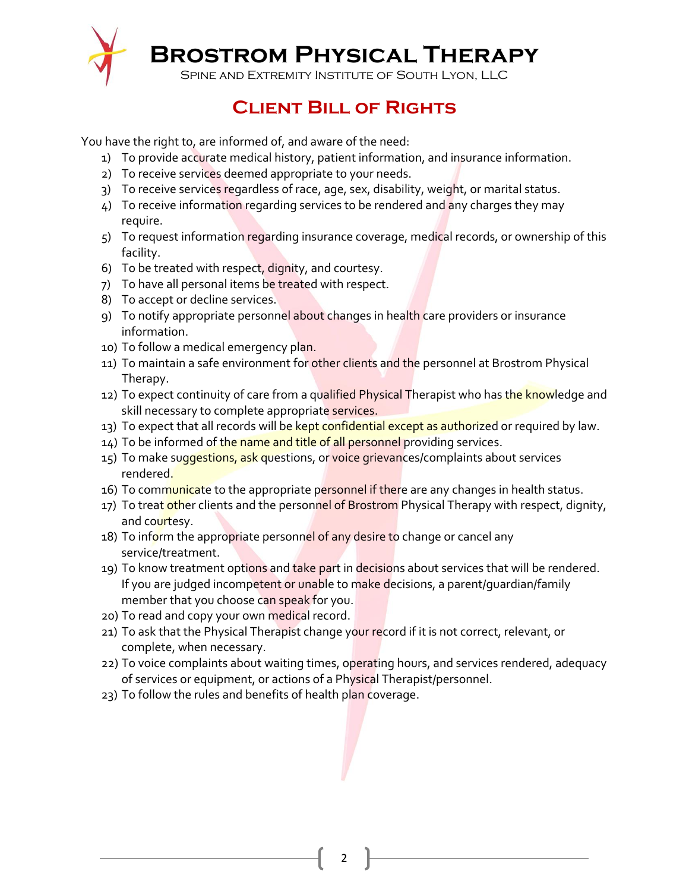# Brostrom Physical Therapy

Spine and Extremity Institute of South Lyon, LLC

## Client Bill of Rights

You have the right to, are informed of, and aware of the need:

1) To provide accurate medical history, patient information, and insurance information.
2) To receive services deemed appropriate to your needs.
3) To receive services regardless of race, age, sex, disability, weight, or marital status.
4) To receive information regarding services to be rendered and any charges they may require.
5) To request information regarding insurance coverage, medical records, or ownership of this facility.
6) To be treated with respect, dignity, and courtesy.
7) To have all personal items be treated with respect.
8) To accept or decline services.
9) To notify appropriate personnel about changes in health care providers or insurance information.
10) To follow a medical emergency plan.
11) To maintain a safe environment for other clients and the personnel at Brostrom Physical Therapy.
12) To expect continuity of care from a qualified Physical Therapist who has the knowledge and skill necessary to complete appropriate services.
13) To expect that all records will be kept confidential except as authorized or required by law.
14) To be informed of the name and title of all personnel providing services.
15) To make suggestions, ask questions, or voice grievances/complaints about services rendered.
16) To communicate to the appropriate personnel if there are any changes in health status.
17) To treat other clients and the personnel of Brostrom Physical Therapy with respect, dignity, and courtesy.
18) To inform the appropriate personnel of any desire to change or cancel any service/treatment.
19) To know treatment options and take part in decisions about services that will be rendered. If you are judged incompetent or unable to make decisions, a parent/guardian/family member that you choose can speak for you.
20) To read and copy your own medical record.
21) To ask that the Physical Therapist change your record if it is not correct, relevant, or complete, when necessary.
22) To voice complaints about waiting times, operating hours, and services rendered, adequacy of services or equipment, or actions of a Physical Therapist/personnel.
23) To follow the rules and benefits of health plan coverage.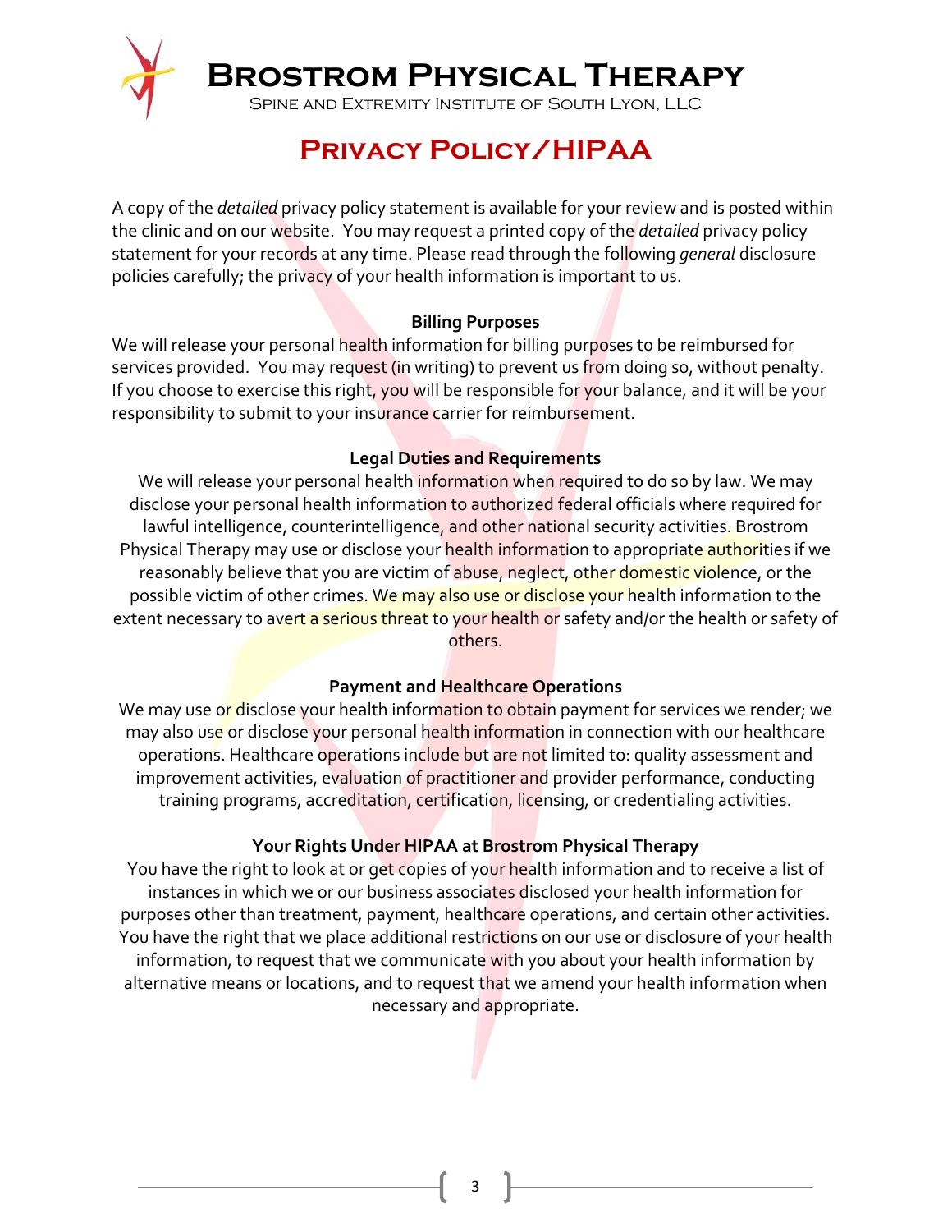# Brostrom Physical Therapy

Spine and Extremity Institute of South Lyon, LLC

## Privacy Policy/HIPAA

A copy of the *detailed* privacy policy statement is available for your review and is posted within the clinic and on our website. You may request a printed copy of the *detailed* privacy policy statement for your records at any time. Please read through the following *general* disclosure policies carefully; the privacy of your health information is important to us.

### Billing Purposes

We will release your personal health information for billing purposes to be reimbursed for services provided. You may request (in writing) to prevent us from doing so, without penalty. If you choose to exercise this right, you will be responsible for your balance, and it will be your responsibility to submit to your insurance carrier for reimbursement.

### Legal Duties and Requirements

We will release your personal health information when required to do so by law. We may disclose your personal health information to authorized federal officials where required for lawful intelligence, counterintelligence, and other national security activities. Brostrom Physical Therapy may use or disclose your health information to appropriate authorities if we reasonably believe that you are victim of abuse, neglect, other domestic violence, or the possible victim of other crimes. We may also use or disclose your health information to the extent necessary to avert a serious threat to your health or safety and/or the health or safety of others.

### Payment and Healthcare Operations

We may use or disclose your health information to obtain payment for services we render; we may also use or disclose your personal health information in connection with our healthcare operations. Healthcare operations include but are not limited to: quality assessment and improvement activities, evaluation of practitioner and provider performance, conducting training programs, accreditation, certification, licensing, or credentialing activities.

### Your Rights Under HIPAA at Brostrom Physical Therapy

You have the right to look at or get copies of your health information and to receive a list of instances in which we or our business associates disclosed your health information for purposes other than treatment, payment, healthcare operations, and certain other activities. You have the right that we place additional restrictions on our use or disclosure of your health information, to request that we communicate with you about your health information by alternative means or locations, and to request that we amend your health information when necessary and appropriate.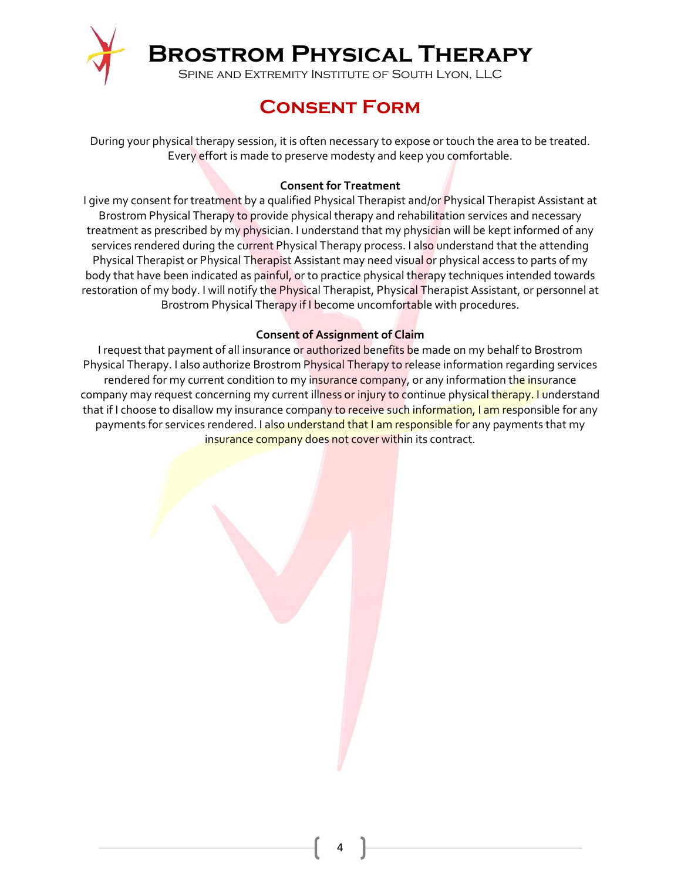# Brostrom Physical Therapy

Spine and Extremity Institute of South Lyon, LLC

## Consent Form

During your physical therapy session, it is often necessary to expose or touch the area to be treated. Every effort is made to preserve modesty and keep you comfortable.

**Consent for Treatment**

I give my consent for treatment by a qualified Physical Therapist and/or Physical Therapist Assistant at Brostrom Physical Therapy to provide physical therapy and rehabilitation services and necessary treatment as prescribed by my physician. I understand that my physician will be kept informed of any services rendered during the current Physical Therapy process. I also understand that the attending Physical Therapist or Physical Therapist Assistant may need visual or physical access to parts of my body that have been indicated as painful, or to practice physical therapy techniques intended towards restoration of my body. I will notify the Physical Therapist, Physical Therapist Assistant, or personnel at Brostrom Physical Therapy if I become uncomfortable with procedures.

**Consent of Assignment of Claim**

I request that payment of all insurance or authorized benefits be made on my behalf to Brostrom Physical Therapy. I also authorize Brostrom Physical Therapy to release information regarding services rendered for my current condition to my insurance company, or any information the insurance company may request concerning my current illness or injury to continue physical therapy. I understand that if I choose to disallow my insurance company to receive such information, I am responsible for any payments for services rendered. I also understand that I am responsible for any payments that my insurance company does not cover within its contract.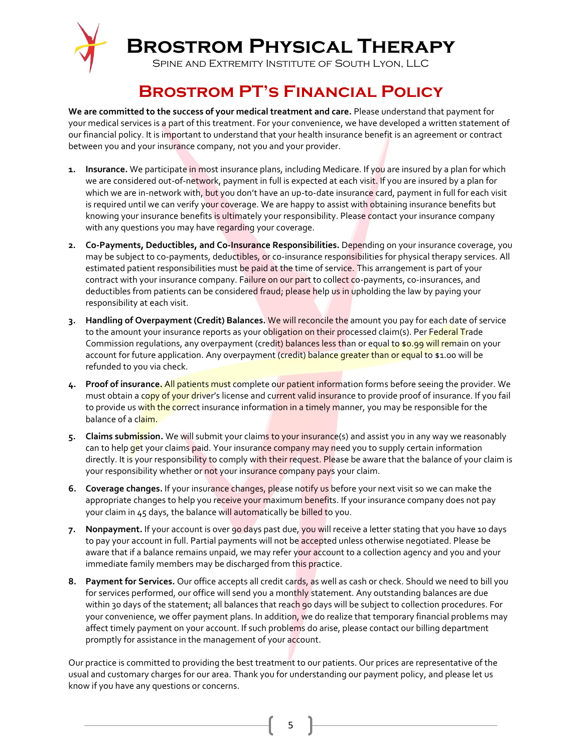# Brostrom Physical Therapy

Spine and Extremity Institute of South Lyon, LLC

## Brostrom PT's Financial Policy

**We are committed to the success of your medical treatment and care.** Please understand that payment for your medical services is a part of this treatment. For your convenience, we have developed a written statement of our financial policy. It is important to understand that your health insurance benefit is an agreement or contract between you and your insurance company, not you and your provider.

1. **Insurance.** We participate in most insurance plans, including Medicare. If you are insured by a plan for which we are considered out-of-network, payment in full is expected at each visit. If you are insured by a plan for which we are in-network with, but you don't have an up-to-date insurance card, payment in full for each visit is required until we can verify your coverage. We are happy to assist with obtaining insurance benefits but knowing your insurance benefits is ultimately your responsibility. Please contact your insurance company with any questions you may have regarding your coverage.
2. **Co-Payments, Deductibles, and Co-Insurance Responsibilities.** Depending on your insurance coverage, you may be subject to co-payments, deductibles, or co-insurance responsibilities for physical therapy services. All estimated patient responsibilities must be paid at the time of service. This arrangement is part of your contract with your insurance company. Failure on our part to collect co-payments, co-insurances, and deductibles from patients can be considered fraud; please help us in upholding the law by paying your responsibility at each visit.
3. **Handling of Overpayment (Credit) Balances.** We will reconcile the amount you pay for each date of service to the amount your insurance reports as your obligation on their processed claim(s). Per Federal Trade Commission regulations, any overpayment (credit) balances less than or equal to $0.99 will remain on your account for future application. Any overpayment (credit) balance greater than or equal to $1.00 will be refunded to you via check.
4. **Proof of insurance.** All patients must complete our patient information forms before seeing the provider. We must obtain a copy of your driver's license and current valid insurance to provide proof of insurance. If you fail to provide us with the correct insurance information in a timely manner, you may be responsible for the balance of a claim.
5. **Claims submission.** We will submit your claims to your insurance(s) and assist you in any way we reasonably can to help get your claims paid. Your insurance company may need you to supply certain information directly. It is your responsibility to comply with their request. Please be aware that the balance of your claim is your responsibility whether or not your insurance company pays your claim.
6. **Coverage changes.** If your insurance changes, please notify us before your next visit so we can make the appropriate changes to help you receive your maximum benefits. If your insurance company does not pay your claim in 45 days, the balance will automatically be billed to you.
7. **Nonpayment.** If your account is over 90 days past due, you will receive a letter stating that you have 10 days to pay your account in full. Partial payments will not be accepted unless otherwise negotiated. Please be aware that if a balance remains unpaid, we may refer your account to a collection agency and you and your immediate family members may be discharged from this practice.
8. **Payment for Services.** Our office accepts all credit cards, as well as cash or check. Should we need to bill you for services performed, our office will send you a monthly statement. Any outstanding balances are due within 30 days of the statement; all balances that reach 90 days will be subject to collection procedures. For your convenience, we offer payment plans. In addition, we do realize that temporary financial problems may affect timely payment on your account. If such problems do arise, please contact our billing department promptly for assistance in the management of your account.

Our practice is committed to providing the best treatment to our patients. Our prices are representative of the usual and customary charges for our area. Thank you for understanding our payment policy, and please let us know if you have any questions or concerns.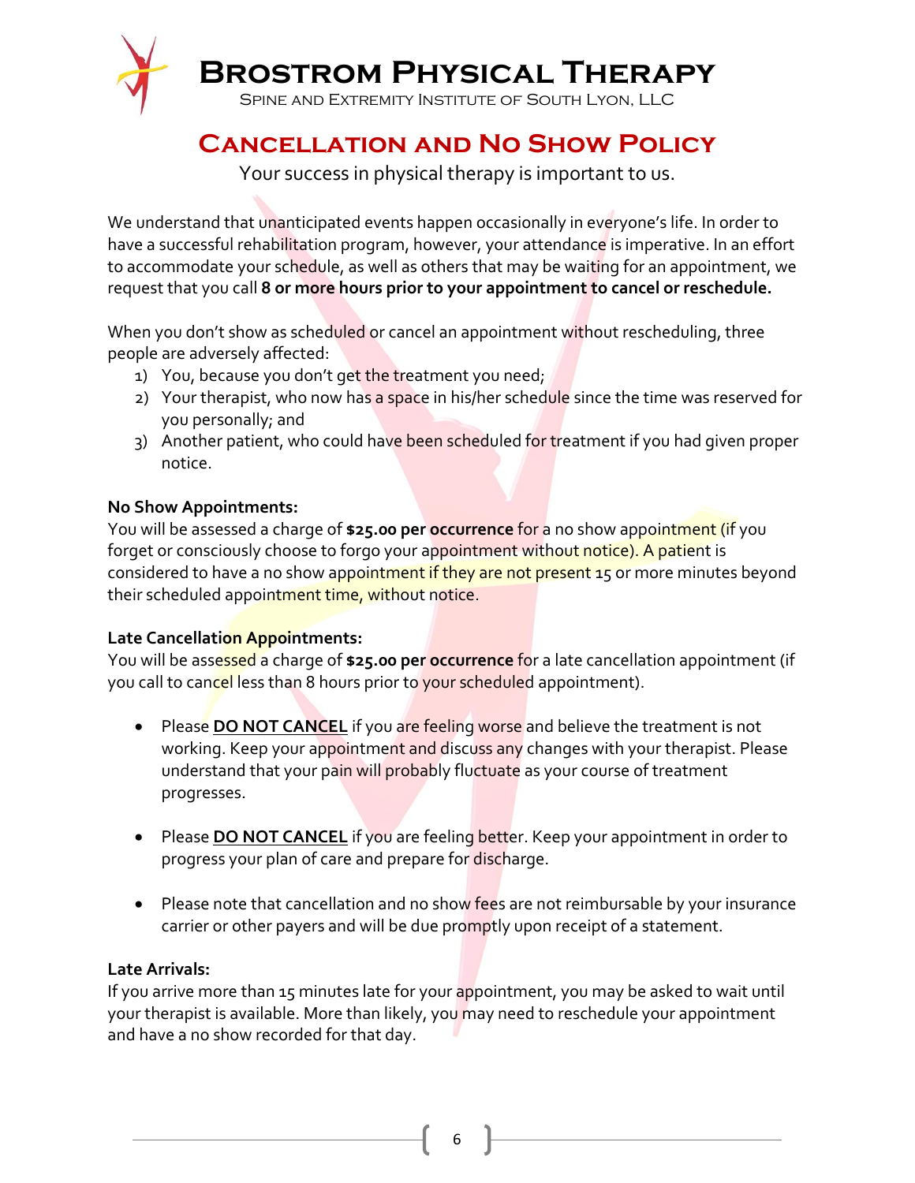# Brostrom Physical Therapy

Spine and Extremity Institute of South Lyon, LLC

## Cancellation and No Show Policy

Your success in physical therapy is important to us.

We understand that unanticipated events happen occasionally in everyone's life. In order to have a successful rehabilitation program, however, your attendance is imperative. In an effort to accommodate your schedule, as well as others that may be waiting for an appointment, we request that you call **8 or more hours prior to your appointment to cancel or reschedule.**

When you don't show as scheduled or cancel an appointment without rescheduling, three people are adversely affected:

1) You, because you don't get the treatment you need;
2) Your therapist, who now has a space in his/her schedule since the time was reserved for you personally; and
3) Another patient, who could have been scheduled for treatment if you had given proper notice.

**No Show Appointments:**

You will be assessed a charge of **$25.00 per occurrence** for a no show appointment (if you forget or consciously choose to forgo your appointment without notice). A patient is considered to have a no show appointment if they are not present 15 or more minutes beyond their scheduled appointment time, without notice.

**Late Cancellation Appointments:**

You will be assessed a charge of **$25.00 per occurrence** for a late cancellation appointment (if you call to cancel less than 8 hours prior to your scheduled appointment).

- Please **<u>DO NOT CANCEL</u>** if you are feeling worse and believe the treatment is not working. Keep your appointment and discuss any changes with your therapist. Please understand that your pain will probably fluctuate as your course of treatment progresses.

- Please **<u>DO NOT CANCEL</u>** if you are feeling better. Keep your appointment in order to progress your plan of care and prepare for discharge.

- Please note that cancellation and no show fees are not reimbursable by your insurance carrier or other payers and will be due promptly upon receipt of a statement.

**Late Arrivals:**

If you arrive more than 15 minutes late for your appointment, you may be asked to wait until your therapist is available. More than likely, you may need to reschedule your appointment and have a no show recorded for that day.